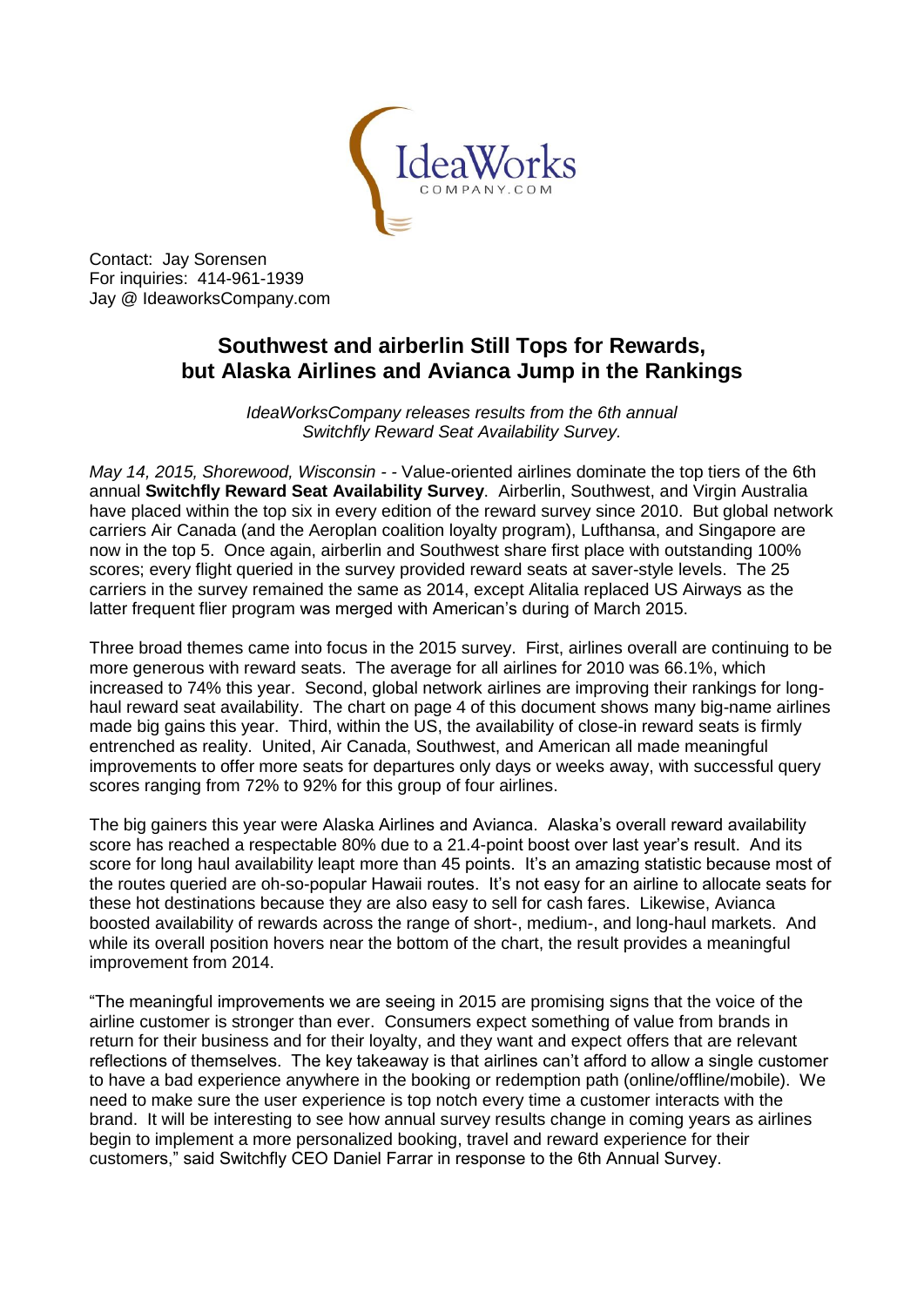IdeaWorks
COMPANY.COM

Contact: Jay Sorensen
For inquiries: 414-961-1939
Jay @ IdeaworksCompany.com

# Southwest and airberlin Still Tops for Rewards, but Alaska Airlines and Avianca Jump in the Rankings

*IdeaWorksCompany releases results from the 6th annual Switchfly Reward Seat Availability Survey.*

*May 14, 2015, Shorewood, Wisconsin* - - Value-oriented airlines dominate the top tiers of the 6th annual **Switchfly Reward Seat Availability Survey**. Airberlin, Southwest, and Virgin Australia have placed within the top six in every edition of the reward survey since 2010. But global network carriers Air Canada (and the Aeroplan coalition loyalty program), Lufthansa, and Singapore are now in the top 5. Once again, airberlin and Southwest share first place with outstanding 100% scores; every flight queried in the survey provided reward seats at saver-style levels. The 25 carriers in the survey remained the same as 2014, except Alitalia replaced US Airways as the latter frequent flier program was merged with American's during of March 2015.

Three broad themes came into focus in the 2015 survey. First, airlines overall are continuing to be more generous with reward seats. The average for all airlines for 2010 was 66.1%, which increased to 74% this year. Second, global network airlines are improving their rankings for long-haul reward seat availability. The chart on page 4 of this document shows many big-name airlines made big gains this year. Third, within the US, the availability of close-in reward seats is firmly entrenched as reality. United, Air Canada, Southwest, and American all made meaningful improvements to offer more seats for departures only days or weeks away, with successful query scores ranging from 72% to 92% for this group of four airlines.

The big gainers this year were Alaska Airlines and Avianca. Alaska's overall reward availability score has reached a respectable 80% due to a 21.4-point boost over last year's result. And its score for long haul availability leapt more than 45 points. It's an amazing statistic because most of the routes queried are oh-so-popular Hawaii routes. It's not easy for an airline to allocate seats for these hot destinations because they are also easy to sell for cash fares. Likewise, Avianca boosted availability of rewards across the range of short-, medium-, and long-haul markets. And while its overall position hovers near the bottom of the chart, the result provides a meaningful improvement from 2014.

"The meaningful improvements we are seeing in 2015 are promising signs that the voice of the airline customer is stronger than ever. Consumers expect something of value from brands in return for their business and for their loyalty, and they want and expect offers that are relevant reflections of themselves. The key takeaway is that airlines can't afford to allow a single customer to have a bad experience anywhere in the booking or redemption path (online/offline/mobile). We need to make sure the user experience is top notch every time a customer interacts with the brand. It will be interesting to see how annual survey results change in coming years as airlines begin to implement a more personalized booking, travel and reward experience for their customers," said Switchfly CEO Daniel Farrar in response to the 6th Annual Survey.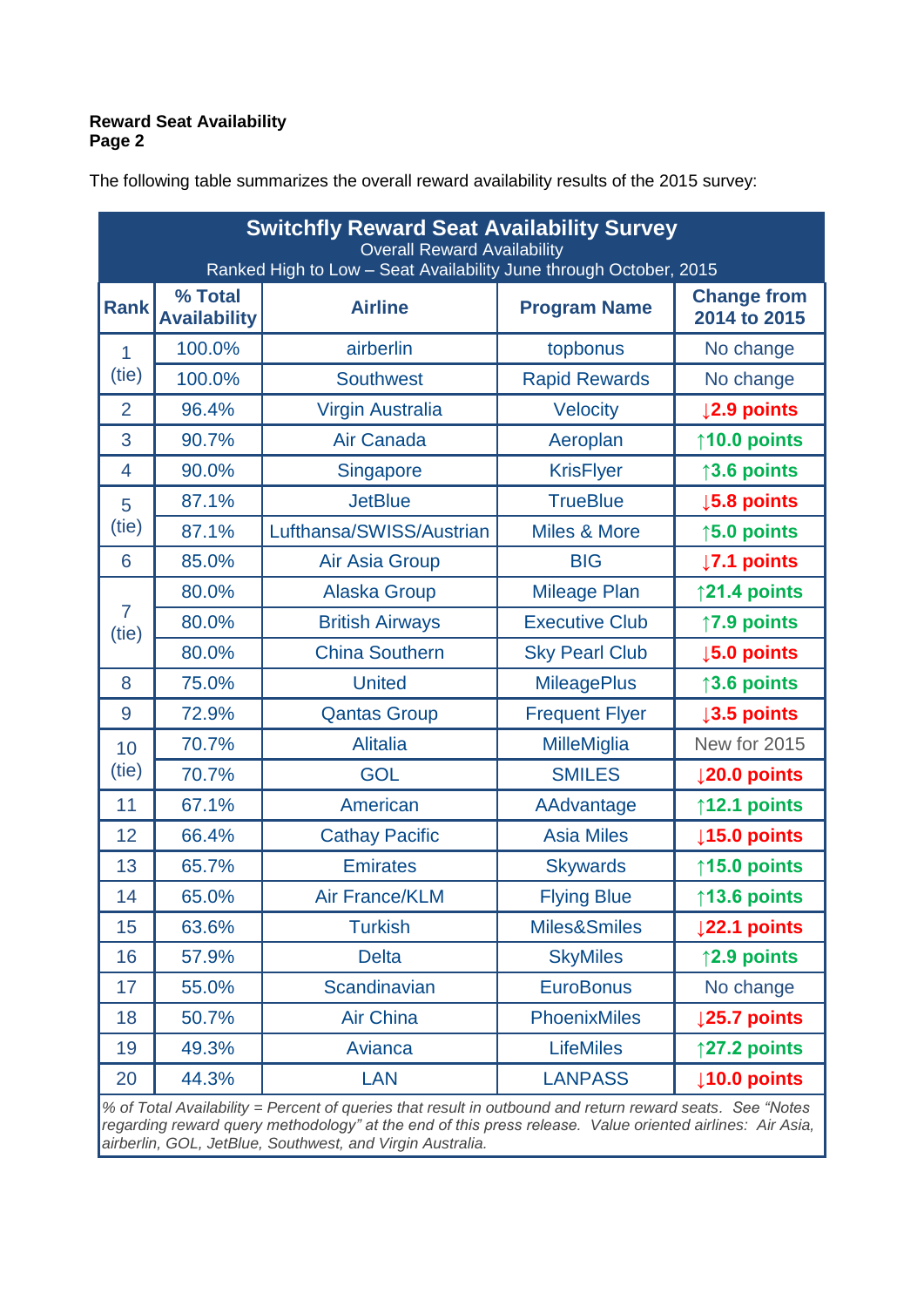**Reward Seat Availability**
**Page 2**

The following table summarizes the overall reward availability results of the 2015 survey:

**Switchfly Reward Seat Availability Survey**
Overall Reward Availability
Ranked High to Low – Seat Availability June through October, 2015

| Rank | % Total Availability | Airline | Program Name | Change from 2014 to 2015 |
|---|---|---|---|---|
| 1 (tie) | 100.0% | airberlin | topbonus | No change |
| | 100.0% | Southwest | Rapid Rewards | No change |
| 2 | 96.4% | Virgin Australia | Velocity | ↓2.9 points |
| 3 | 90.7% | Air Canada | Aeroplan | ↑10.0 points |
| 4 | 90.0% | Singapore | KrisFlyer | ↑3.6 points |
| 5 (tie) | 87.1% | JetBlue | TrueBlue | ↓5.8 points |
| | 87.1% | Lufthansa/SWISS/Austrian | Miles & More | ↑5.0 points |
| 6 | 85.0% | Air Asia Group | BIG | ↓7.1 points |
| 7 (tie) | 80.0% | Alaska Group | Mileage Plan | ↑21.4 points |
| | 80.0% | British Airways | Executive Club | ↑7.9 points |
| | 80.0% | China Southern | Sky Pearl Club | ↓5.0 points |
| 8 | 75.0% | United | MileagePlus | ↑3.6 points |
| 9 | 72.9% | Qantas Group | Frequent Flyer | ↓3.5 points |
| 10 (tie) | 70.7% | Alitalia | MilleMiglia | New for 2015 |
| | 70.7% | GOL | SMILES | ↓20.0 points |
| 11 | 67.1% | American | AAdvantage | ↑12.1 points |
| 12 | 66.4% | Cathay Pacific | Asia Miles | ↓15.0 points |
| 13 | 65.7% | Emirates | Skywards | ↑15.0 points |
| 14 | 65.0% | Air France/KLM | Flying Blue | ↑13.6 points |
| 15 | 63.6% | Turkish | Miles&Smiles | ↓22.1 points |
| 16 | 57.9% | Delta | SkyMiles | ↑2.9 points |
| 17 | 55.0% | Scandinavian | EuroBonus | No change |
| 18 | 50.7% | Air China | PhoenixMiles | ↓25.7 points |
| 19 | 49.3% | Avianca | LifeMiles | ↑27.2 points |
| 20 | 44.3% | LAN | LANPASS | ↓10.0 points |

*% of Total Availability = Percent of queries that result in outbound and return reward seats. See "Notes regarding reward query methodology" at the end of this press release. Value oriented airlines: Air Asia, airberlin, GOL, JetBlue, Southwest, and Virgin Australia.*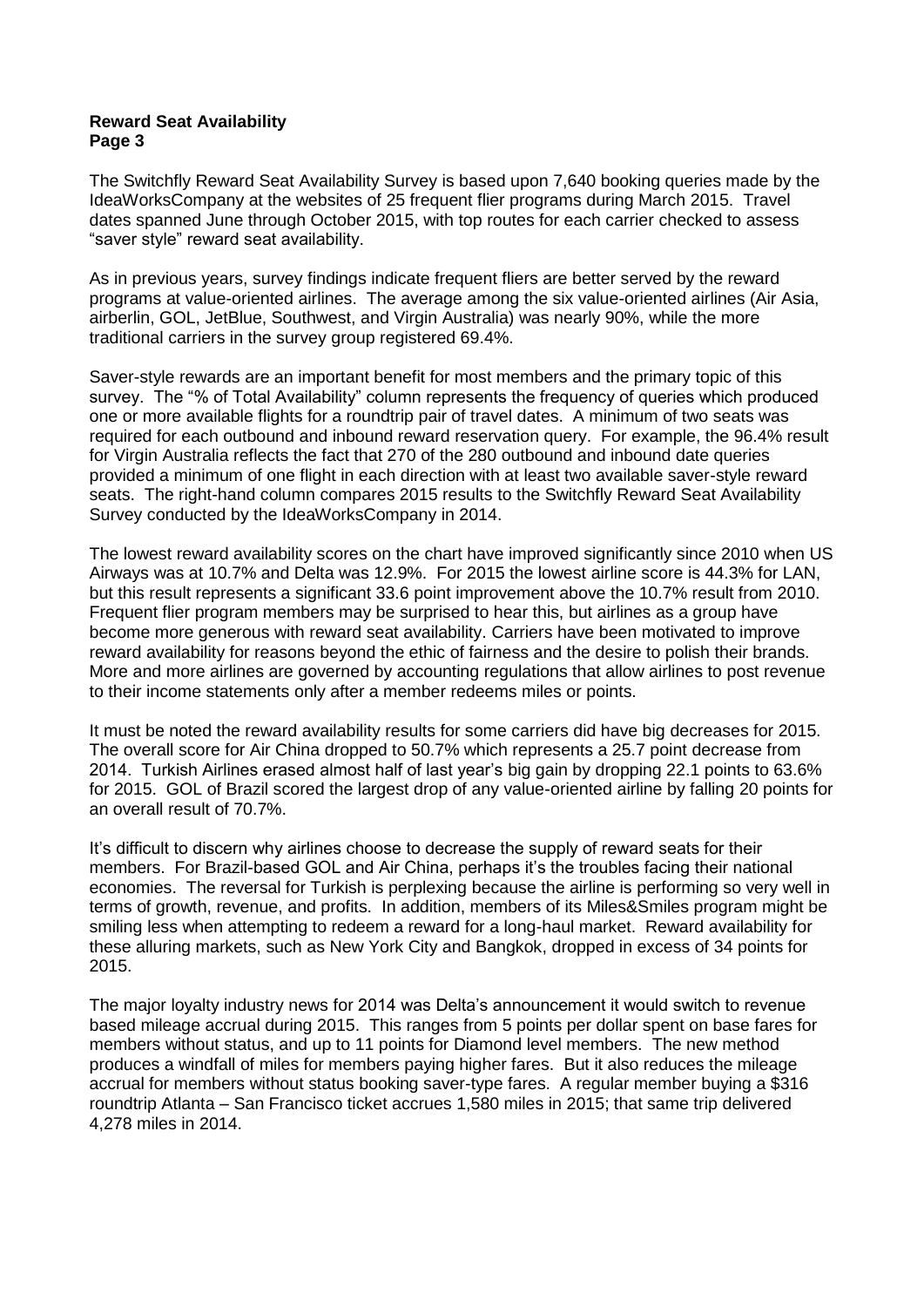**Reward Seat Availability**
**Page 3**

The Switchfly Reward Seat Availability Survey is based upon 7,640 booking queries made by the IdeaWorksCompany at the websites of 25 frequent flier programs during March 2015. Travel dates spanned June through October 2015, with top routes for each carrier checked to assess "saver style" reward seat availability.

As in previous years, survey findings indicate frequent fliers are better served by the reward programs at value-oriented airlines. The average among the six value-oriented airlines (Air Asia, airberlin, GOL, JetBlue, Southwest, and Virgin Australia) was nearly 90%, while the more traditional carriers in the survey group registered 69.4%.

Saver-style rewards are an important benefit for most members and the primary topic of this survey. The "% of Total Availability" column represents the frequency of queries which produced one or more available flights for a roundtrip pair of travel dates. A minimum of two seats was required for each outbound and inbound reward reservation query. For example, the 96.4% result for Virgin Australia reflects the fact that 270 of the 280 outbound and inbound date queries provided a minimum of one flight in each direction with at least two available saver-style reward seats. The right-hand column compares 2015 results to the Switchfly Reward Seat Availability Survey conducted by the IdeaWorksCompany in 2014.

The lowest reward availability scores on the chart have improved significantly since 2010 when US Airways was at 10.7% and Delta was 12.9%. For 2015 the lowest airline score is 44.3% for LAN, but this result represents a significant 33.6 point improvement above the 10.7% result from 2010. Frequent flier program members may be surprised to hear this, but airlines as a group have become more generous with reward seat availability. Carriers have been motivated to improve reward availability for reasons beyond the ethic of fairness and the desire to polish their brands. More and more airlines are governed by accounting regulations that allow airlines to post revenue to their income statements only after a member redeems miles or points.

It must be noted the reward availability results for some carriers did have big decreases for 2015. The overall score for Air China dropped to 50.7% which represents a 25.7 point decrease from 2014. Turkish Airlines erased almost half of last year's big gain by dropping 22.1 points to 63.6% for 2015. GOL of Brazil scored the largest drop of any value-oriented airline by falling 20 points for an overall result of 70.7%.

It's difficult to discern why airlines choose to decrease the supply of reward seats for their members. For Brazil-based GOL and Air China, perhaps it's the troubles facing their national economies. The reversal for Turkish is perplexing because the airline is performing so very well in terms of growth, revenue, and profits. In addition, members of its Miles&Smiles program might be smiling less when attempting to redeem a reward for a long-haul market. Reward availability for these alluring markets, such as New York City and Bangkok, dropped in excess of 34 points for 2015.

The major loyalty industry news for 2014 was Delta's announcement it would switch to revenue based mileage accrual during 2015. This ranges from 5 points per dollar spent on base fares for members without status, and up to 11 points for Diamond level members. The new method produces a windfall of miles for members paying higher fares. But it also reduces the mileage accrual for members without status booking saver-type fares. A regular member buying a $316 roundtrip Atlanta – San Francisco ticket accrues 1,580 miles in 2015; that same trip delivered 4,278 miles in 2014.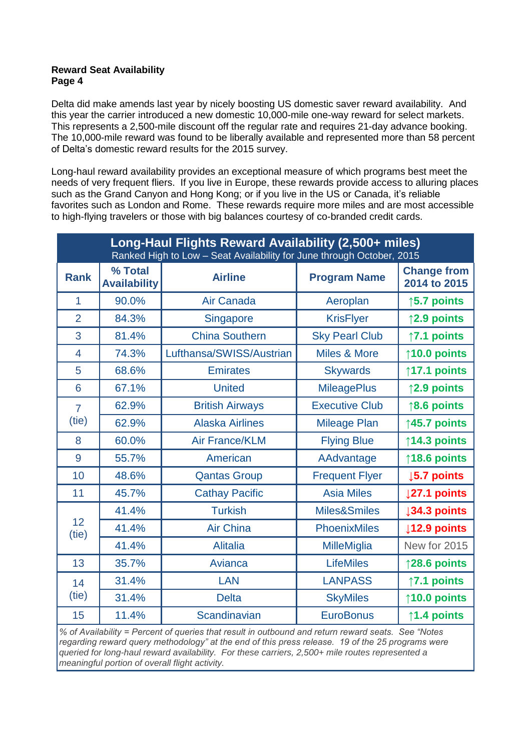**Reward Seat Availability**
**Page 4**

Delta did make amends last year by nicely boosting US domestic saver reward availability. And this year the carrier introduced a new domestic 10,000-mile one-way reward for select markets. This represents a 2,500-mile discount off the regular rate and requires 21-day advance booking. The 10,000-mile reward was found to be liberally available and represented more than 58 percent of Delta's domestic reward results for the 2015 survey.

Long-haul reward availability provides an exceptional measure of which programs best meet the needs of very frequent fliers. If you live in Europe, these rewards provide access to alluring places such as the Grand Canyon and Hong Kong; or if you live in the US or Canada, it's reliable favorites such as London and Rome. These rewards require more miles and are most accessible to high-flying travelers or those with big balances courtesy of co-branded credit cards.

**Long-Haul Flights Reward Availability (2,500+ miles)**
Ranked High to Low – Seat Availability for June through October, 2015

| Rank | % Total Availability | Airline | Program Name | Change from 2014 to 2015 |
|---|---|---|---|---|
| 1 | 90.0% | Air Canada | Aeroplan | ↑5.7 points |
| 2 | 84.3% | Singapore | KrisFlyer | ↑2.9 points |
| 3 | 81.4% | China Southern | Sky Pearl Club | ↑7.1 points |
| 4 | 74.3% | Lufthansa/SWISS/Austrian | Miles & More | ↑10.0 points |
| 5 | 68.6% | Emirates | Skywards | ↑17.1 points |
| 6 | 67.1% | United | MileagePlus | ↑2.9 points |
| 7 (tie) | 62.9% | British Airways | Executive Club | ↑8.6 points |
| | 62.9% | Alaska Airlines | Mileage Plan | ↑45.7 points |
| 8 | 60.0% | Air France/KLM | Flying Blue | ↑14.3 points |
| 9 | 55.7% | American | AAdvantage | ↑18.6 points |
| 10 | 48.6% | Qantas Group | Frequent Flyer | ↓5.7 points |
| 11 | 45.7% | Cathay Pacific | Asia Miles | ↓27.1 points |
| 12 (tie) | 41.4% | Turkish | Miles&Smiles | ↓34.3 points |
| | 41.4% | Air China | PhoenixMiles | ↓12.9 points |
| | 41.4% | Alitalia | MilleMiglia | New for 2015 |
| 13 | 35.7% | Avianca | LifeMiles | ↑28.6 points |
| 14 (tie) | 31.4% | LAN | LANPASS | ↑7.1 points |
| | 31.4% | Delta | SkyMiles | ↑10.0 points |
| 15 | 11.4% | Scandinavian | EuroBonus | ↑1.4 points |

*% of Availability = Percent of queries that result in outbound and return reward seats. See "Notes regarding reward query methodology" at the end of this press release. 19 of the 25 programs were queried for long-haul reward availability. For these carriers, 2,500+ mile routes represented a meaningful portion of overall flight activity.*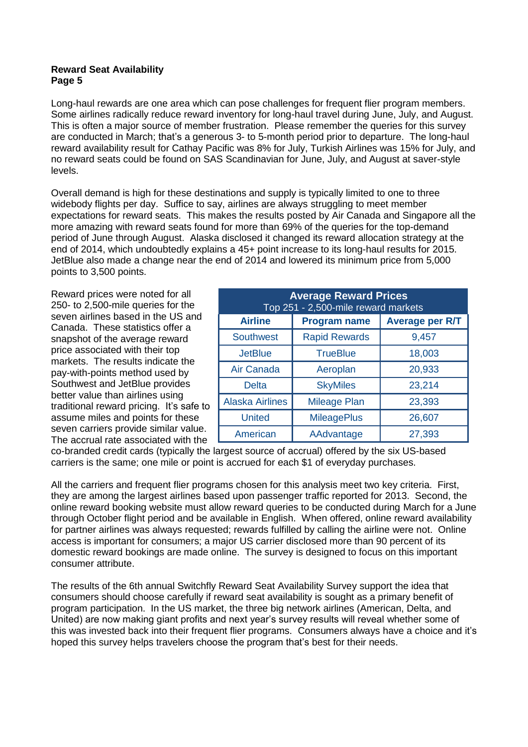Long-haul rewards are one area which can pose challenges for frequent flier program members. Some airlines radically reduce reward inventory for long-haul travel during June, July, and August. This is often a major source of member frustration. Please remember the queries for this survey are conducted in March; that's a generous 3- to 5-month period prior to departure. The long-haul reward availability result for Cathay Pacific was 8% for July, Turkish Airlines was 15% for July, and no reward seats could be found on SAS Scandinavian for June, July, and August at saver-style levels.

Overall demand is high for these destinations and supply is typically limited to one to three widebody flights per day. Suffice to say, airlines are always struggling to meet member expectations for reward seats. This makes the results posted by Air Canada and Singapore all the more amazing with reward seats found for more than 69% of the queries for the top-demand period of June through August. Alaska disclosed it changed its reward allocation strategy at the end of 2014, which undoubtedly explains a 45+ point increase to its long-haul results for 2015. JetBlue also made a change near the end of 2014 and lowered its minimum price from 5,000 points to 3,500 points.

Reward prices were noted for all 250- to 2,500-mile queries for the seven airlines based in the US and Canada. These statistics offer a snapshot of the average reward price associated with their top markets. The results indicate the pay-with-points method used by Southwest and JetBlue provides better value than airlines using traditional reward pricing. It's safe to assume miles and points for these seven carriers provide similar value. The accrual rate associated with the co-branded credit cards (typically the largest source of accrual) offered by the six US-based carriers is the same; one mile or point is accrued for each $1 of everyday purchases.

| Average Reward Prices<br>Top 251 - 2,500-mile reward markets | | |
|---|---|---|
| **Airline** | **Program name** | **Average per R/T** |
| Southwest | Rapid Rewards | 9,457 |
| JetBlue | TrueBlue | 18,003 |
| Air Canada | Aeroplan | 20,933 |
| Delta | SkyMiles | 23,214 |
| Alaska Airlines | Mileage Plan | 23,393 |
| United | MileagePlus | 26,607 |
| American | AAdvantage | 27,393 |

All the carriers and frequent flier programs chosen for this analysis meet two key criteria. First, they are among the largest airlines based upon passenger traffic reported for 2013. Second, the online reward booking website must allow reward queries to be conducted during March for a June through October flight period and be available in English. When offered, online reward availability for partner airlines was always requested; rewards fulfilled by calling the airline were not. Online access is important for consumers; a major US carrier disclosed more than 90 percent of its domestic reward bookings are made online. The survey is designed to focus on this important consumer attribute.

The results of the 6th annual Switchfly Reward Seat Availability Survey support the idea that consumers should choose carefully if reward seat availability is sought as a primary benefit of program participation. In the US market, the three big network airlines (American, Delta, and United) are now making giant profits and next year's survey results will reveal whether some of this was invested back into their frequent flier programs. Consumers always have a choice and it's hoped this survey helps travelers choose the program that's best for their needs.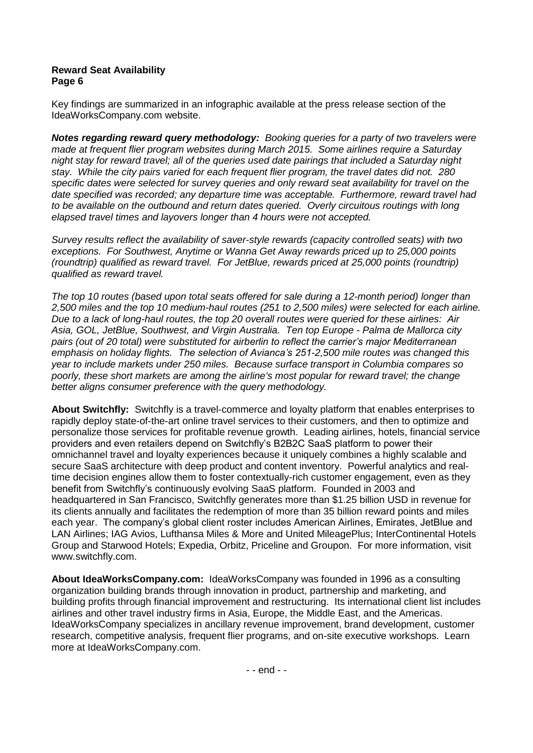Key findings are summarized in an infographic available at the press release section of the IdeaWorksCompany.com website.

***Notes regarding reward query methodology:*** *Booking queries for a party of two travelers were made at frequent flier program websites during March 2015. Some airlines require a Saturday night stay for reward travel; all of the queries used date pairings that included a Saturday night stay. While the city pairs varied for each frequent flier program, the travel dates did not. 280 specific dates were selected for survey queries and only reward seat availability for travel on the date specified was recorded; any departure time was acceptable. Furthermore, reward travel had to be available on the outbound and return dates queried. Overly circuitous routings with long elapsed travel times and layovers longer than 4 hours were not accepted.*

*Survey results reflect the availability of saver-style rewards (capacity controlled seats) with two exceptions. For Southwest, Anytime or Wanna Get Away rewards priced up to 25,000 points (roundtrip) qualified as reward travel. For JetBlue, rewards priced at 25,000 points (roundtrip) qualified as reward travel.*

*The top 10 routes (based upon total seats offered for sale during a 12-month period) longer than 2,500 miles and the top 10 medium-haul routes (251 to 2,500 miles) were selected for each airline. Due to a lack of long-haul routes, the top 20 overall routes were queried for these airlines: Air Asia, GOL, JetBlue, Southwest, and Virgin Australia. Ten top Europe - Palma de Mallorca city pairs (out of 20 total) were substituted for airberlin to reflect the carrier's major Mediterranean emphasis on holiday flights. The selection of Avianca's 251-2,500 mile routes was changed this year to include markets under 250 miles. Because surface transport in Columbia compares so poorly, these short markets are among the airline's most popular for reward travel; the change better aligns consumer preference with the query methodology.*

**About Switchfly:** Switchfly is a travel-commerce and loyalty platform that enables enterprises to rapidly deploy state-of-the-art online travel services to their customers, and then to optimize and personalize those services for profitable revenue growth. Leading airlines, hotels, financial service providers and even retailers depend on Switchfly's B2B2C SaaS platform to power their omnichannel travel and loyalty experiences because it uniquely combines a highly scalable and secure SaaS architecture with deep product and content inventory. Powerful analytics and real-time decision engines allow them to foster contextually-rich customer engagement, even as they benefit from Switchfly's continuously evolving SaaS platform. Founded in 2003 and headquartered in San Francisco, Switchfly generates more than $1.25 billion USD in revenue for its clients annually and facilitates the redemption of more than 35 billion reward points and miles each year. The company's global client roster includes American Airlines, Emirates, JetBlue and LAN Airlines; IAG Avios, Lufthansa Miles & More and United MileagePlus; InterContinental Hotels Group and Starwood Hotels; Expedia, Orbitz, Priceline and Groupon. For more information, visit www.switchfly.com.

**About IdeaWorksCompany.com:** IdeaWorksCompany was founded in 1996 as a consulting organization building brands through innovation in product, partnership and marketing, and building profits through financial improvement and restructuring. Its international client list includes airlines and other travel industry firms in Asia, Europe, the Middle East, and the Americas. IdeaWorksCompany specializes in ancillary revenue improvement, brand development, customer research, competitive analysis, frequent flier programs, and on-site executive workshops. Learn more at IdeaWorksCompany.com.

- - end - -